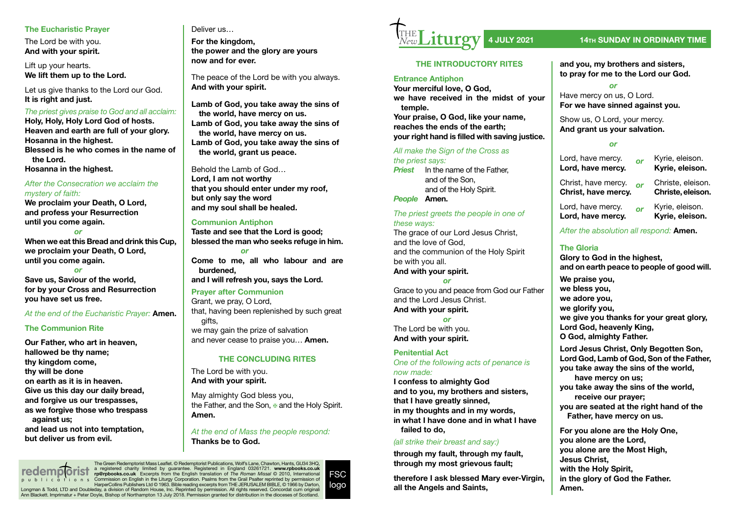### The Eucharistic Prayer

The Lord be with you.
**And with your spirit.**

Lift up your hearts.
**We lift them up to the Lord.**

Let us give thanks to the Lord our God.
**It is right and just.**

*The priest gives praise to God and all acclaim:*
**Holy, Holy, Holy Lord God of hosts.**
**Heaven and earth are full of your glory.**
**Hosanna in the highest.**
**Blessed is he who comes in the name of the Lord.**
**Hosanna in the highest.**

*After the Consecration we acclaim the mystery of faith:*
**We proclaim your Death, O Lord,**
**and profess your Resurrection**
**until you come again.**

*or*

**When we eat this Bread and drink this Cup,**
**we proclaim your Death, O Lord,**
**until you come again.**

*or*

**Save us, Saviour of the world,**
**for by your Cross and Resurrection**
**you have set us free.**

*At the end of the Eucharistic Prayer:* **Amen.**

### The Communion Rite

**Our Father, who art in heaven,**
**hallowed be thy name;**
**thy kingdom come,**
**thy will be done**
**on earth as it is in heaven.**
**Give us this day our daily bread,**
**and forgive us our trespasses,**
**as we forgive those who trespass against us;**
**and lead us not into temptation,**
**but deliver us from evil.**

Deliver us…
**For the kingdom,**
**the power and the glory are yours**
**now and for ever.**

The peace of the Lord be with you always.
**And with your spirit.**

**Lamb of God, you take away the sins of the world, have mercy on us.**
**Lamb of God, you take away the sins of the world, have mercy on us.**
**Lamb of God, you take away the sins of the world, grant us peace.**

Behold the Lamb of God…
**Lord, I am not worthy**
**that you should enter under my roof,**
**but only say the word**
**and my soul shall be healed.**

### Communion Antiphon

**Taste and see that the Lord is good;**
**blessed the man who seeks refuge in him.**

*or*

**Come to me, all who labour and are burdened,**
**and I will refresh you, says the Lord.**

### Prayer after Communion

Grant, we pray, O Lord,
that, having been replenished by such great gifts,
we may gain the prize of salvation
and never cease to praise you… **Amen.**

## THE CONCLUDING RITES

The Lord be with you.
**And with your spirit.**

May almighty God bless you,
the Father, and the Son, ✠ and the Holy Spirit.
**Amen.**

*At the end of Mass the people respond:*
**Thanks be to God.**

The Green Redemptorist Mass Leaflet. © Redemptorist Publications, Wolf's Lane, Chawton, Hants, GU34 3HQ, a registered charity limited by guarantee. Registered in England 03261721. **www.rpbooks.co.uk rp@rpbooks.co.uk** Excerpts from the English translation of *The Roman Missal* © 2010, International Commission on English in the Liturgy Corporation. Psalms from the Grail Psalter reprinted by permission of HarperCollins Publishers Ltd © 1963. Bible reading excerpts from THE JERUSALEM BIBLE, © 1966 by Darton, Longman & Todd, LTD and Doubleday, a division of Random House, Inc. Reprinted by permission. All rights reserved. Concordat cum originali Ann Blackett. Imprimatur + Peter Doyle, Bishop of Northampton 13 July 2018. Permission granted for distribution in the dioceses of Scotland.

FSC logo

# The New Liturgy

**4 JULY 2021** — **14TH SUNDAY IN ORDINARY TIME**

## THE INTRODUCTORY RITES

### Entrance Antiphon

**Your merciful love, O God,**
**we have received in the midst of your temple.**
**Your praise, O God, like your name,**
**reaches the ends of the earth;**
**your right hand is filled with saving justice.**

*All make the Sign of the Cross as the priest says:*
***Priest*** In the name of the Father,
and of the Son,
and of the Holy Spirit.
***People*** **Amen.**

*The priest greets the people in one of these ways:*
The grace of our Lord Jesus Christ,
and the love of God,
and the communion of the Holy Spirit
be with you all.
**And with your spirit.**

*or*

Grace to you and peace from God our Father
and the Lord Jesus Christ.
**And with your spirit.**

*or*

The Lord be with you.
**And with your spirit.**

### Penitential Act

*One of the following acts of penance is now made:*
**I confess to almighty God**
**and to you, my brothers and sisters,**
**that I have greatly sinned,**
**in my thoughts and in my words,**
**in what I have done and in what I have failed to do,**

*(all strike their breast and say:)*

**through my fault, through my fault,**
**through my most grievous fault;**

**therefore I ask blessed Mary ever-Virgin,**
**all the Angels and Saints,**
**and you, my brothers and sisters,**
**to pray for me to the Lord our God.**

*or*

Have mercy on us, O Lord.
**For we have sinned against you.**

Show us, O Lord, your mercy.
**And grant us your salvation.**

*or*

| | | |
|---|---|---|
| Lord, have mercy.<br>**Lord, have mercy.** | *or* | Kyrie, eleison.<br>**Kyrie, eleison.** |
| Christ, have mercy.<br>**Christ, have mercy.** | *or* | Christe, eleison.<br>**Christe, eleison.** |
| Lord, have mercy.<br>**Lord, have mercy.** | *or* | Kyrie, eleison.<br>**Kyrie, eleison.** |

*After the absolution all respond:* **Amen.**

### The Gloria

**Glory to God in the highest,**
**and on earth peace to people of good will.**

**We praise you,**
**we bless you,**
**we adore you,**
**we glorify you,**
**we give you thanks for your great glory,**
**Lord God, heavenly King,**
**O God, almighty Father.**

**Lord Jesus Christ, Only Begotten Son,**
**Lord God, Lamb of God, Son of the Father,**
**you take away the sins of the world,**
**have mercy on us;**
**you take away the sins of the world,**
**receive our prayer;**
**you are seated at the right hand of the Father, have mercy on us.**

**For you alone are the Holy One,**
**you alone are the Lord,**
**you alone are the Most High,**
**Jesus Christ,**
**with the Holy Spirit,**
**in the glory of God the Father.**
**Amen.**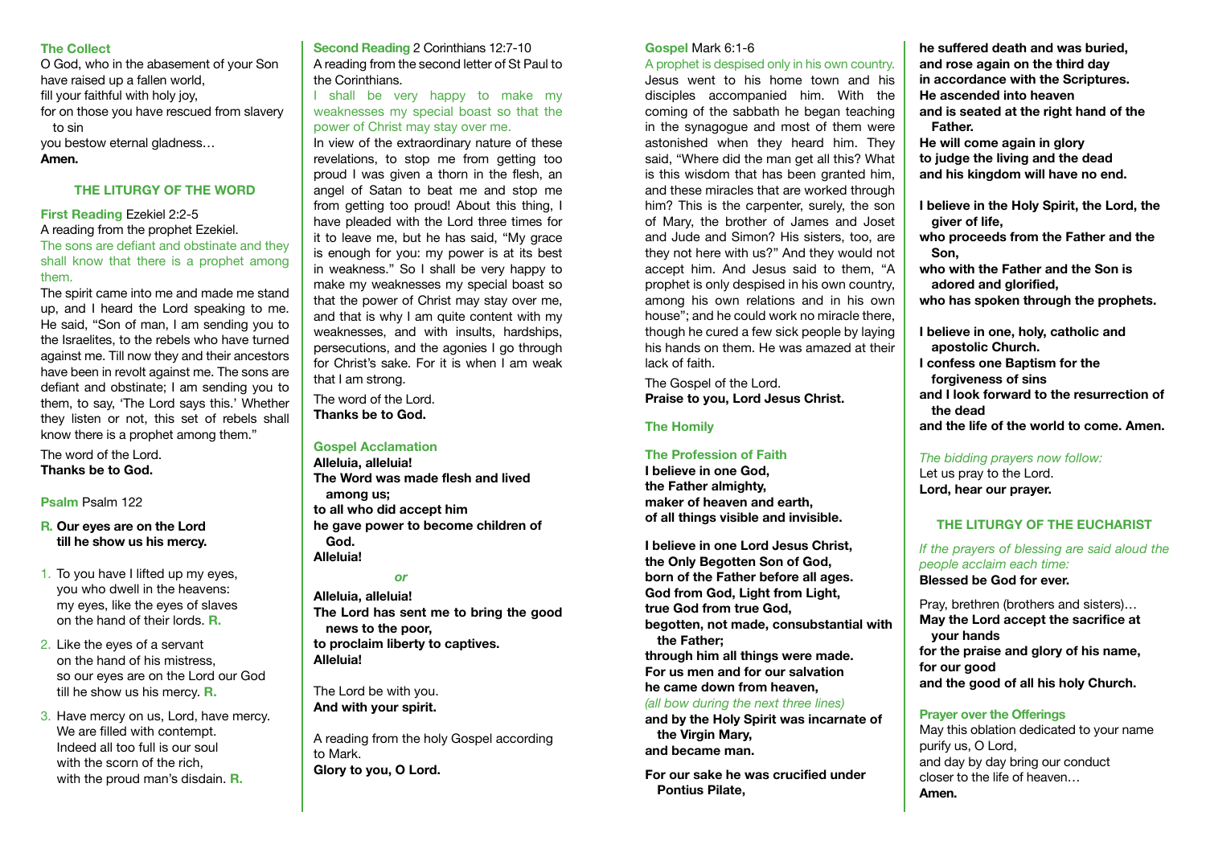**The Collect**

O God, who in the abasement of your Son
have raised up a fallen world,
fill your faithful with holy joy,
for on those you have rescued from slavery to sin
you bestow eternal gladness…
**Amen.**

## THE LITURGY OF THE WORD

**First Reading** Ezekiel 2:2-5

A reading from the prophet Ezekiel.

The sons are defiant and obstinate and they shall know that there is a prophet among them.

The spirit came into me and made me stand up, and I heard the Lord speaking to me. He said, "Son of man, I am sending you to the Israelites, to the rebels who have turned against me. Till now they and their ancestors have been in revolt against me. The sons are defiant and obstinate; I am sending you to them, to say, 'The Lord says this.' Whether they listen or not, this set of rebels shall know there is a prophet among them."

The word of the Lord.
**Thanks be to God.**

**Psalm** Psalm 122

**R. Our eyes are on the Lord
till he show us his mercy.**

1. To you have I lifted up my eyes,
you who dwell in the heavens:
my eyes, like the eyes of slaves
on the hand of their lords. **R.**
2. Like the eyes of a servant
on the hand of his mistress,
so our eyes are on the Lord our God
till he show us his mercy. **R.**
3. Have mercy on us, Lord, have mercy.
We are filled with contempt.
Indeed all too full is our soul
with the scorn of the rich,
with the proud man's disdain. **R.**

**Second Reading** 2 Corinthians 12:7-10

A reading from the second letter of St Paul to the Corinthians.

I shall be very happy to make my weaknesses my special boast so that the power of Christ may stay over me.

In view of the extraordinary nature of these revelations, to stop me from getting too proud I was given a thorn in the flesh, an angel of Satan to beat me and stop me from getting too proud! About this thing, I have pleaded with the Lord three times for it to leave me, but he has said, "My grace is enough for you: my power is at its best in weakness." So I shall be very happy to make my weaknesses my special boast so that the power of Christ may stay over me, and that is why I am quite content with my weaknesses, and with insults, hardships, persecutions, and the agonies I go through for Christ's sake. For it is when I am weak that I am strong.

The word of the Lord.
**Thanks be to God.**

**Gospel Acclamation**

**Alleluia, alleluia!
The Word was made flesh and lived among us;
to all who did accept him
he gave power to become children of God.
Alleluia!**

*or*

**Alleluia, alleluia!
The Lord has sent me to bring the good news to the poor,
to proclaim liberty to captives.
Alleluia!**

The Lord be with you.
**And with your spirit.**

A reading from the holy Gospel according to Mark.
**Glory to you, O Lord.**

**Gospel** Mark 6:1-6

A prophet is despised only in his own country.

Jesus went to his home town and his disciples accompanied him. With the coming of the sabbath he began teaching in the synagogue and most of them were astonished when they heard him. They said, "Where did the man get all this? What is this wisdom that has been granted him, and these miracles that are worked through him? This is the carpenter, surely, the son of Mary, the brother of James and Joset and Jude and Simon? His sisters, too, are they not here with us?" And they would not accept him. And Jesus said to them, "A prophet is only despised in his own country, among his own relations and in his own house"; and he could work no miracle there, though he cured a few sick people by laying his hands on them. He was amazed at their lack of faith.

The Gospel of the Lord.
**Praise to you, Lord Jesus Christ.**

**The Homily**

**The Profession of Faith**

**I believe in one God,
the Father almighty,
maker of heaven and earth,
of all things visible and invisible.**

**I believe in one Lord Jesus Christ,
the Only Begotten Son of God,
born of the Father before all ages.
God from God, Light from Light,
true God from true God,
begotten, not made, consubstantial with the Father;
through him all things were made.
For us men and for our salvation
he came down from heaven,**
*(all bow during the next three lines)*
**and by the Holy Spirit was incarnate of the Virgin Mary,
and became man.**

**For our sake he was crucified under Pontius Pilate,
he suffered death and was buried,
and rose again on the third day
in accordance with the Scriptures.
He ascended into heaven
and is seated at the right hand of the Father.
He will come again in glory
to judge the living and the dead
and his kingdom will have no end.**

**I believe in the Holy Spirit, the Lord, the giver of life,
who proceeds from the Father and the Son,
who with the Father and the Son is adored and glorified,
who has spoken through the prophets.**

**I believe in one, holy, catholic and apostolic Church.
I confess one Baptism for the forgiveness of sins
and I look forward to the resurrection of the dead
and the life of the world to come. Amen.**

*The bidding prayers now follow:*
Let us pray to the Lord.
**Lord, hear our prayer.**

## THE LITURGY OF THE EUCHARIST

*If the prayers of blessing are said aloud the people acclaim each time:*
**Blessed be God for ever.**

Pray, brethren (brothers and sisters)…
**May the Lord accept the sacrifice at your hands
for the praise and glory of his name,
for our good
and the good of all his holy Church.**

**Prayer over the Offerings**

May this oblation dedicated to your name
purify us, O Lord,
and day by day bring our conduct
closer to the life of heaven…
**Amen.**